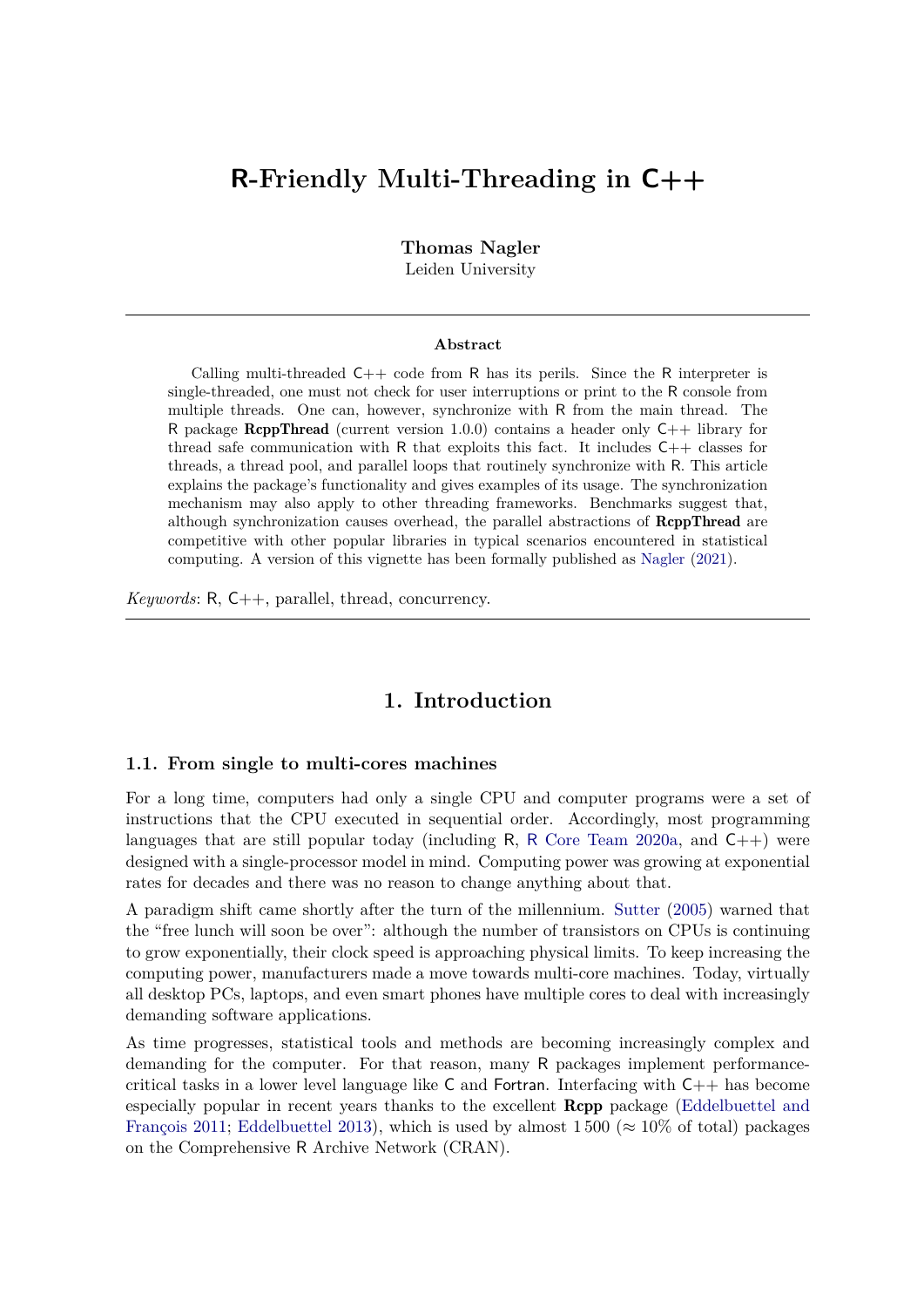# R-Friendly Multi-Threading in C++

**Thomas Nagler**
Leiden University

### Abstract

Calling multi-threaded C++ code from R has its perils. Since the R interpreter is single-threaded, one must not check for user interruptions or print to the R console from multiple threads. One can, however, synchronize with R from the main thread. The R package **RcppThread** (current version 1.0.0) contains a header only C++ library for thread safe communication with R that exploits this fact. It includes C++ classes for threads, a thread pool, and parallel loops that routinely synchronize with R. This article explains the package's functionality and gives examples of its usage. The synchronization mechanism may also apply to other threading frameworks. Benchmarks suggest that, although synchronization causes overhead, the parallel abstractions of **RcppThread** are competitive with other popular libraries in typical scenarios encountered in statistical computing. A version of this vignette has been formally published as Nagler (2021).

*Keywords*: R, C++, parallel, thread, concurrency.

## 1. Introduction

### 1.1. From single to multi-cores machines

For a long time, computers had only a single CPU and computer programs were a set of instructions that the CPU executed in sequential order. Accordingly, most programming languages that are still popular today (including R, R Core Team 2020a, and C++) were designed with a single-processor model in mind. Computing power was growing at exponential rates for decades and there was no reason to change anything about that.

A paradigm shift came shortly after the turn of the millennium. Sutter (2005) warned that the "free lunch will soon be over": although the number of transistors on CPUs is continuing to grow exponentially, their clock speed is approaching physical limits. To keep increasing the computing power, manufacturers made a move towards multi-core machines. Today, virtually all desktop PCs, laptops, and even smart phones have multiple cores to deal with increasingly demanding software applications.

As time progresses, statistical tools and methods are becoming increasingly complex and demanding for the computer. For that reason, many R packages implement performance-critical tasks in a lower level language like C and Fortran. Interfacing with C++ has become especially popular in recent years thanks to the excellent **Rcpp** package (Eddelbuettel and François 2011; Eddelbuettel 2013), which is used by almost 1 500 (≈ 10% of total) packages on the Comprehensive R Archive Network (CRAN).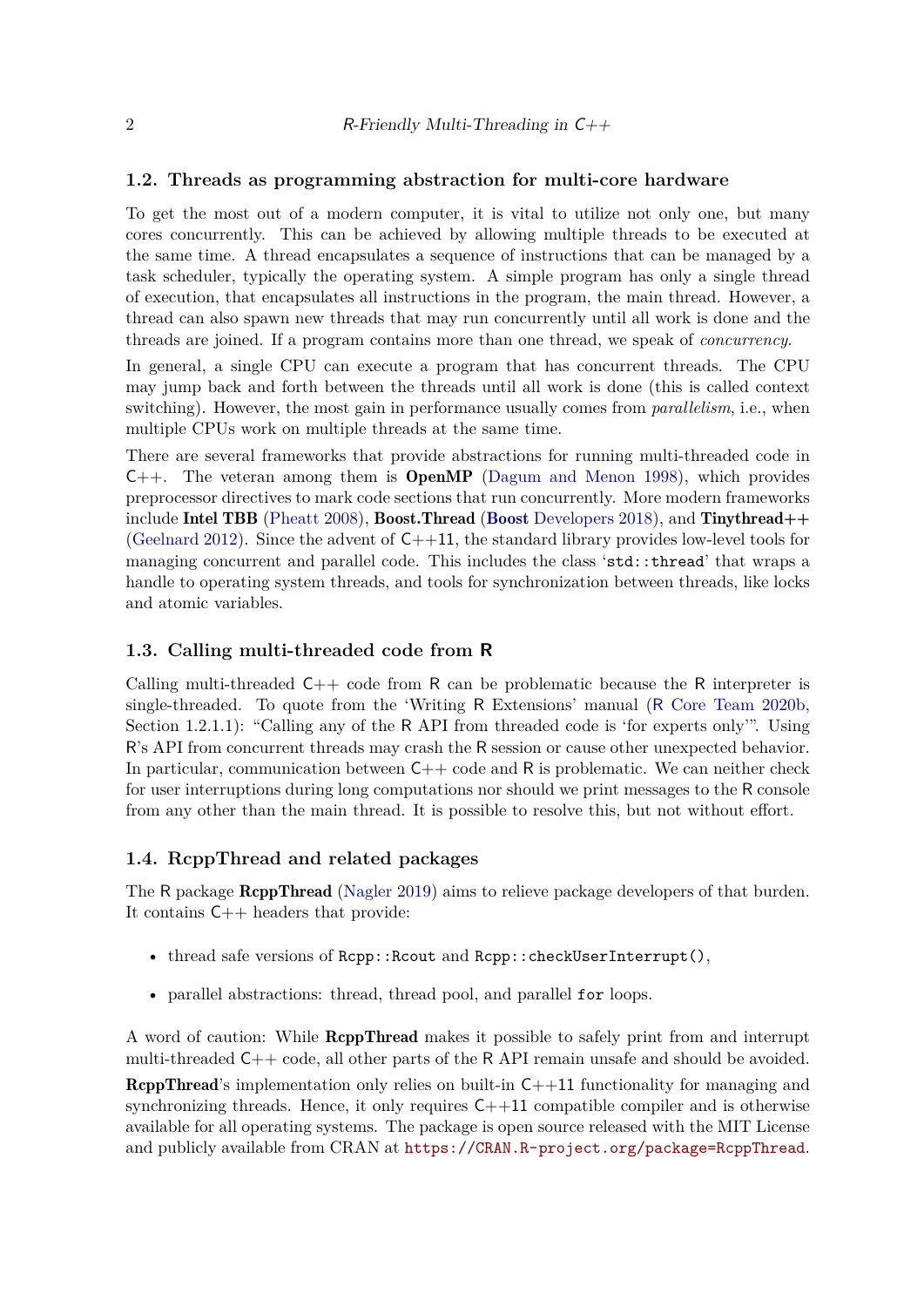## 1.2. Threads as programming abstraction for multi-core hardware

To get the most out of a modern computer, it is vital to utilize not only one, but many cores concurrently. This can be achieved by allowing multiple threads to be executed at the same time. A thread encapsulates a sequence of instructions that can be managed by a task scheduler, typically the operating system. A simple program has only a single thread of execution, that encapsulates all instructions in the program, the main thread. However, a thread can also spawn new threads that may run concurrently until all work is done and the threads are joined. If a program contains more than one thread, we speak of *concurrency*.

In general, a single CPU can execute a program that has concurrent threads. The CPU may jump back and forth between the threads until all work is done (this is called context switching). However, the most gain in performance usually comes from *parallelism*, i.e., when multiple CPUs work on multiple threads at the same time.

There are several frameworks that provide abstractions for running multi-threaded code in C++. The veteran among them is **OpenMP** (Dagum and Menon 1998), which provides preprocessor directives to mark code sections that run concurrently. More modern frameworks include **Intel TBB** (Pheatt 2008), **Boost.Thread** (**Boost** Developers 2018), and **Tinythread++** (Geelnard 2012). Since the advent of C++11, the standard library provides low-level tools for managing concurrent and parallel code. This includes the class '`std::thread`' that wraps a handle to operating system threads, and tools for synchronization between threads, like locks and atomic variables.

## 1.3. Calling multi-threaded code from R

Calling multi-threaded C++ code from R can be problematic because the R interpreter is single-threaded. To quote from the 'Writing R Extensions' manual (R Core Team 2020b, Section 1.2.1.1): "Calling any of the R API from threaded code is 'for experts only'". Using R's API from concurrent threads may crash the R session or cause other unexpected behavior. In particular, communication between C++ code and R is problematic. We can neither check for user interruptions during long computations nor should we print messages to the R console from any other than the main thread. It is possible to resolve this, but not without effort.

## 1.4. RcppThread and related packages

The R package **RcppThread** (Nagler 2019) aims to relieve package developers of that burden. It contains C++ headers that provide:

- thread safe versions of `Rcpp::Rcout` and `Rcpp::checkUserInterrupt()`,
- parallel abstractions: thread, thread pool, and parallel `for` loops.

A word of caution: While **RcppThread** makes it possible to safely print from and interrupt multi-threaded C++ code, all other parts of the R API remain unsafe and should be avoided.

**RcppThread**'s implementation only relies on built-in C++11 functionality for managing and synchronizing threads. Hence, it only requires C++11 compatible compiler and is otherwise available for all operating systems. The package is open source released with the MIT License and publicly available from CRAN at https://CRAN.R-project.org/package=RcppThread.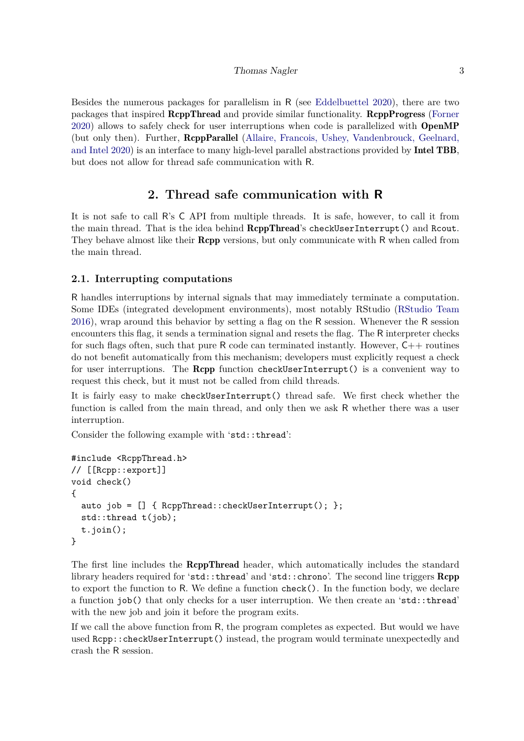Besides the numerous packages for parallelism in R (see Eddelbuettel 2020), there are two packages that inspired **RcppThread** and provide similar functionality. **RcppProgress** (Forner 2020) allows to safely check for user interruptions when code is parallelized with **OpenMP** (but only then). Further, **RcppParallel** (Allaire, Francois, Ushey, Vandenbrouck, Geelnard, and Intel 2020) is an interface to many high-level parallel abstractions provided by **Intel TBB**, but does not allow for thread safe communication with R.

## 2. Thread safe communication with R

It is not safe to call R's C API from multiple threads. It is safe, however, to call it from the main thread. That is the idea behind **RcppThread**'s `checkUserInterrupt()` and `Rcout`. They behave almost like their **Rcpp** versions, but only communicate with R when called from the main thread.

### 2.1. Interrupting computations

R handles interruptions by internal signals that may immediately terminate a computation. Some IDEs (integrated development environments), most notably RStudio (RStudio Team 2016), wrap around this behavior by setting a flag on the R session. Whenever the R session encounters this flag, it sends a termination signal and resets the flag. The R interpreter checks for such flags often, such that pure R code can terminated instantly. However, C++ routines do not benefit automatically from this mechanism; developers must explicitly request a check for user interruptions. The **Rcpp** function `checkUserInterrupt()` is a convenient way to request this check, but it must not be called from child threads.

It is fairly easy to make `checkUserInterrupt()` thread safe. We first check whether the function is called from the main thread, and only then we ask R whether there was a user interruption.

Consider the following example with '`std::thread`':

```
#include <RcppThread.h>
// [[Rcpp::export]]
void check()
{
  auto job = [] { RcppThread::checkUserInterrupt(); };
  std::thread t(job);
  t.join();
}
```

The first line includes the **RcppThread** header, which automatically includes the standard library headers required for '`std::thread`' and '`std::chrono`'. The second line triggers **Rcpp** to export the function to R. We define a function `check()`. In the function body, we declare a function `job()` that only checks for a user interruption. We then create an '`std::thread`' with the new job and join it before the program exits.

If we call the above function from R, the program completes as expected. But would we have used `Rcpp::checkUserInterrupt()` instead, the program would terminate unexpectedly and crash the R session.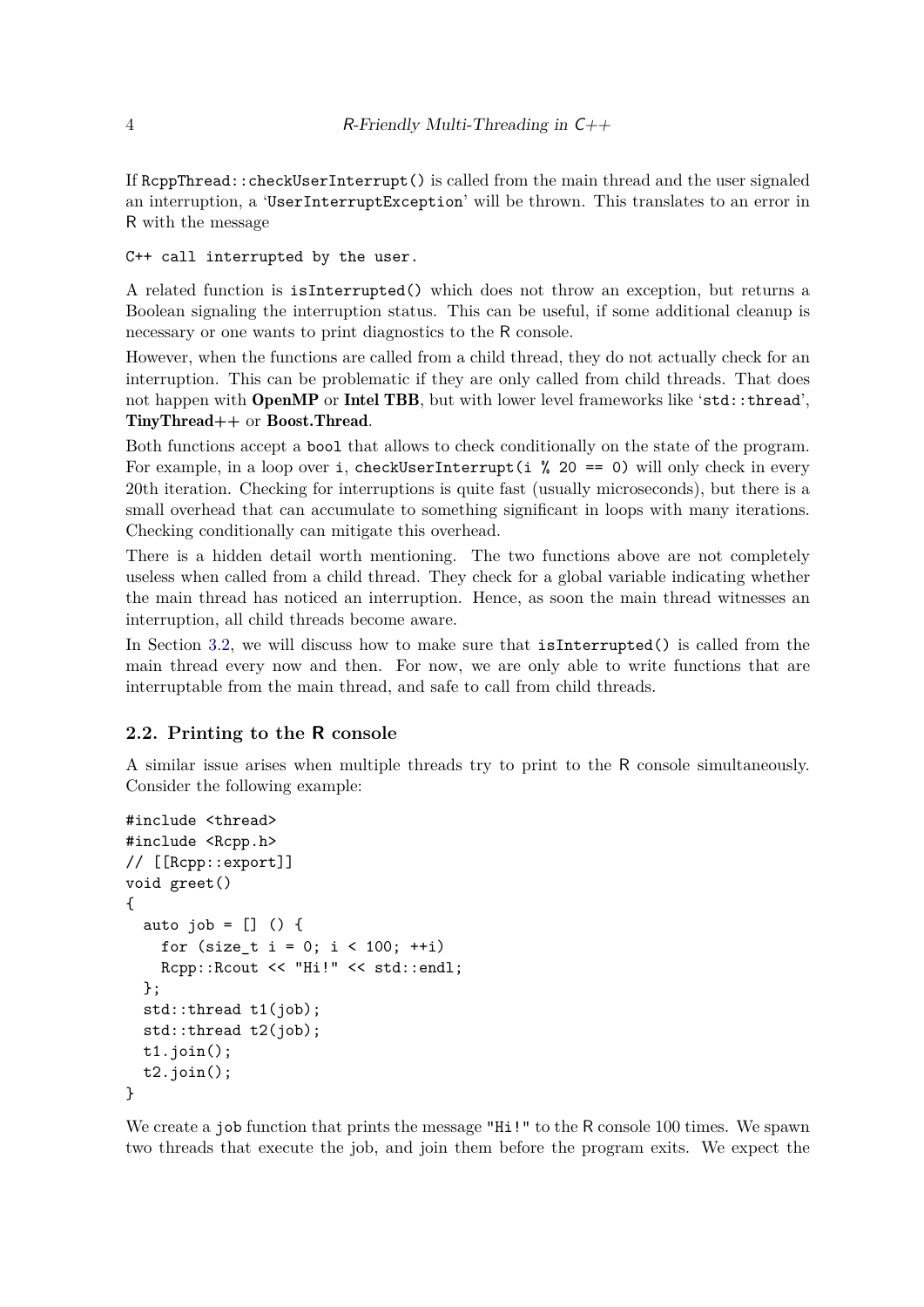If `RcppThread::checkUserInterrupt()` is called from the main thread and the user signaled an interruption, a '`UserInterruptException`' will be thrown. This translates to an error in R with the message

```
C++ call interrupted by the user.
```

A related function is `isInterrupted()` which does not throw an exception, but returns a Boolean signaling the interruption status. This can be useful, if some additional cleanup is necessary or one wants to print diagnostics to the R console.

However, when the functions are called from a child thread, they do not actually check for an interruption. This can be problematic if they are only called from child threads. That does not happen with **OpenMP** or **Intel TBB**, but with lower level frameworks like '`std::thread`', **TinyThread++** or **Boost.Thread**.

Both functions accept a `bool` that allows to check conditionally on the state of the program. For example, in a loop over `i`, `checkUserInterrupt(i % 20 == 0)` will only check in every 20th iteration. Checking for interruptions is quite fast (usually microseconds), but there is a small overhead that can accumulate to something significant in loops with many iterations. Checking conditionally can mitigate this overhead.

There is a hidden detail worth mentioning. The two functions above are not completely useless when called from a child thread. They check for a global variable indicating whether the main thread has noticed an interruption. Hence, as soon the main thread witnesses an interruption, all child threads become aware.

In Section 3.2, we will discuss how to make sure that `isInterrupted()` is called from the main thread every now and then. For now, we are only able to write functions that are interruptable from the main thread, and safe to call from child threads.

## 2.2. Printing to the R console

A similar issue arises when multiple threads try to print to the R console simultaneously. Consider the following example:

```
#include <thread>
#include <Rcpp.h>
// [[Rcpp::export]]
void greet()
{
  auto job = [] () {
    for (size_t i = 0; i < 100; ++i)
    Rcpp::Rcout << "Hi!" << std::endl;
  };
  std::thread t1(job);
  std::thread t2(job);
  t1.join();
  t2.join();
}
```

We create a `job` function that prints the message `"Hi!"` to the R console 100 times. We spawn two threads that execute the job, and join them before the program exits. We expect the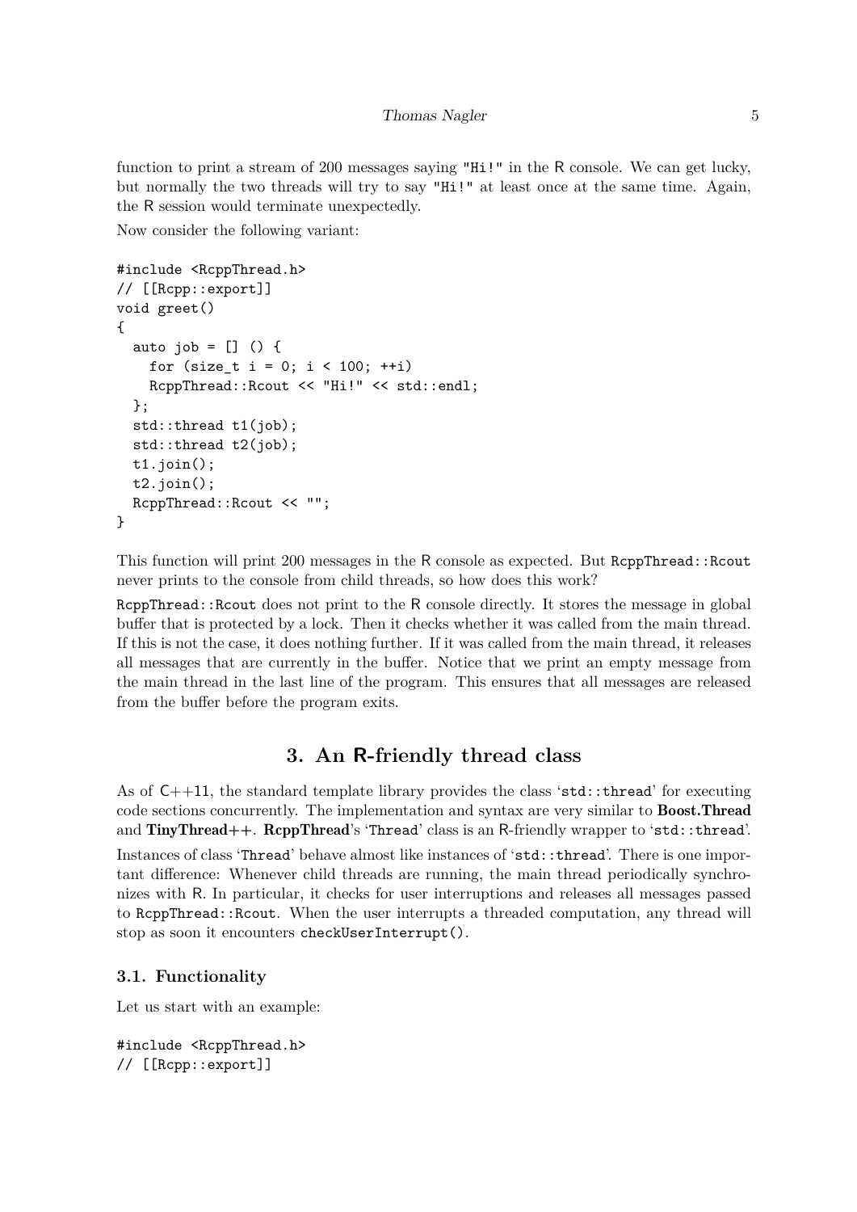function to print a stream of 200 messages saying "Hi!" in the R console. We can get lucky, but normally the two threads will try to say "Hi!" at least once at the same time. Again, the R session would terminate unexpectedly.

Now consider the following variant:

```
#include <RcppThread.h>
// [[Rcpp::export]]
void greet()
{
  auto job = [] () {
    for (size_t i = 0; i < 100; ++i)
    RcppThread::Rcout << "Hi!" << std::endl;
  };
  std::thread t1(job);
  std::thread t2(job);
  t1.join();
  t2.join();
  RcppThread::Rcout << "";
}
```

This function will print 200 messages in the R console as expected. But `RcppThread::Rcout` never prints to the console from child threads, so how does this work?

`RcppThread::Rcout` does not print to the R console directly. It stores the message in global buffer that is protected by a lock. Then it checks whether it was called from the main thread. If this is not the case, it does nothing further. If it was called from the main thread, it releases all messages that are currently in the buffer. Notice that we print an empty message from the main thread in the last line of the program. This ensures that all messages are released from the buffer before the program exits.

# 3. An R-friendly thread class

As of C++11, the standard template library provides the class '`std::thread`' for executing code sections concurrently. The implementation and syntax are very similar to **Boost.Thread** and **TinyThread++**. **RcppThread**'s '`Thread`' class is an R-friendly wrapper to '`std::thread`'.

Instances of class '`Thread`' behave almost like instances of '`std::thread`'. There is one important difference: Whenever child threads are running, the main thread periodically synchronizes with R. In particular, it checks for user interruptions and releases all messages passed to `RcppThread::Rcout`. When the user interrupts a threaded computation, any thread will stop as soon it encounters `checkUserInterrupt()`.

## 3.1. Functionality

Let us start with an example:

```
#include <RcppThread.h>
// [[Rcpp::export]]
```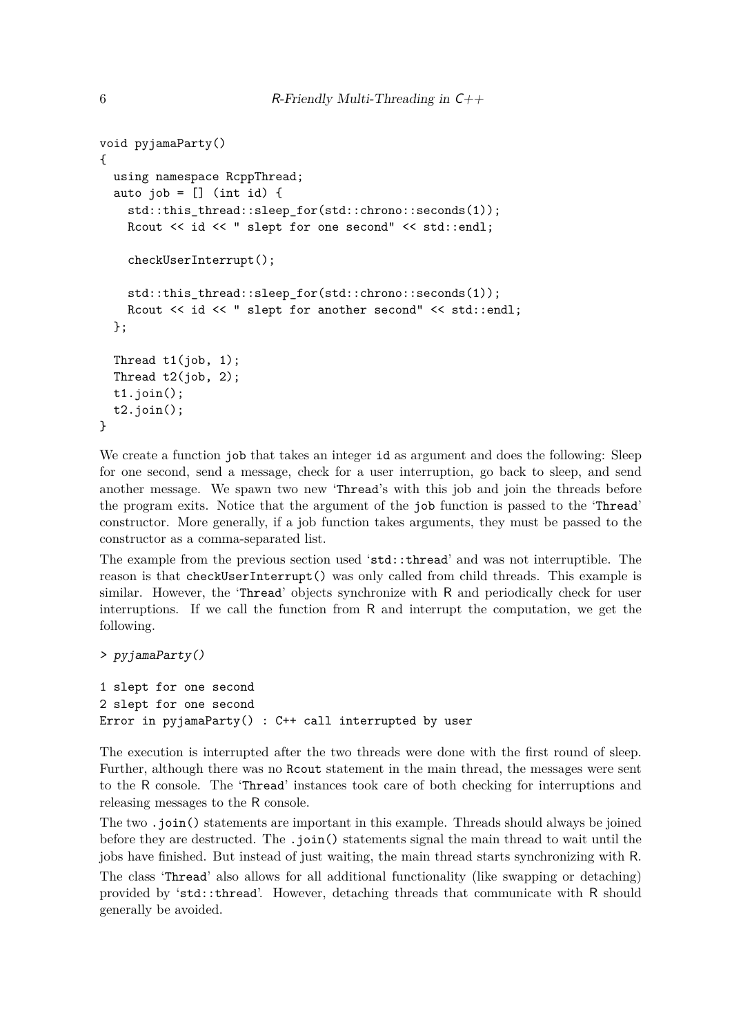```
void pyjamaParty()
{
  using namespace RcppThread;
  auto job = [] (int id) {
    std::this_thread::sleep_for(std::chrono::seconds(1));
    Rcout << id << " slept for one second" << std::endl;

    checkUserInterrupt();

    std::this_thread::sleep_for(std::chrono::seconds(1));
    Rcout << id << " slept for another second" << std::endl;
  };

  Thread t1(job, 1);
  Thread t2(job, 2);
  t1.join();
  t2.join();
}
```

We create a function `job` that takes an integer `id` as argument and does the following: Sleep for one second, send a message, check for a user interruption, go back to sleep, and send another message. We spawn two new '`Thread`'s with this job and join the threads before the program exits. Notice that the argument of the `job` function is passed to the '`Thread`' constructor. More generally, if a job function takes arguments, they must be passed to the constructor as a comma-separated list.

The example from the previous section used '`std::thread`' and was not interruptible. The reason is that `checkUserInterrupt()` was only called from child threads. This example is similar. However, the '`Thread`' objects synchronize with R and periodically check for user interruptions. If we call the function from R and interrupt the computation, we get the following.

```
> pyjamaParty()

1 slept for one second
2 slept for one second
Error in pyjamaParty() : C++ call interrupted by user
```

The execution is interrupted after the two threads were done with the first round of sleep. Further, although there was no `Rcout` statement in the main thread, the messages were sent to the R console. The '`Thread`' instances took care of both checking for interruptions and releasing messages to the R console.

The two `.join()` statements are important in this example. Threads should always be joined before they are destructed. The `.join()` statements signal the main thread to wait until the jobs have finished. But instead of just waiting, the main thread starts synchronizing with R.

The class '`Thread`' also allows for all additional functionality (like swapping or detaching) provided by '`std::thread`'. However, detaching threads that communicate with R should generally be avoided.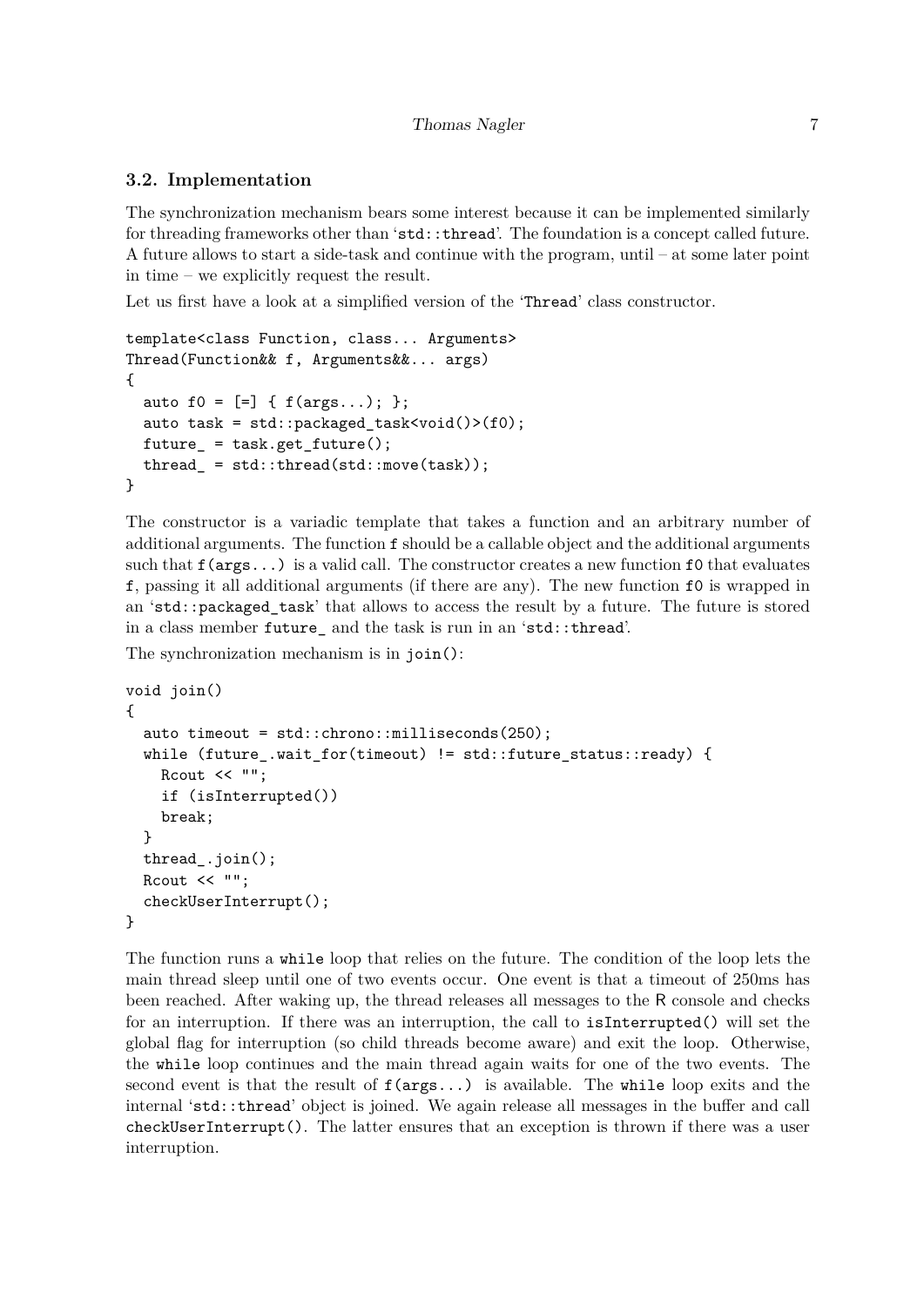### 3.2. Implementation

The synchronization mechanism bears some interest because it can be implemented similarly for threading frameworks other than 'std::thread'. The foundation is a concept called future. A future allows to start a side-task and continue with the program, until – at some later point in time – we explicitly request the result.

Let us first have a look at a simplified version of the 'Thread' class constructor.

```
template<class Function, class... Arguments>
Thread(Function&& f, Arguments&&... args)
{
  auto f0 = [=] { f(args...); };
  auto task = std::packaged_task<void()>(f0);
  future_ = task.get_future();
  thread_ = std::thread(std::move(task));
}
```

The constructor is a variadic template that takes a function and an arbitrary number of additional arguments. The function `f` should be a callable object and the additional arguments such that `f(args...)` is a valid call. The constructor creates a new function `f0` that evaluates `f`, passing it all additional arguments (if there are any). The new function `f0` is wrapped in an 'std::packaged_task' that allows to access the result by a future. The future is stored in a class member `future_` and the task is run in an 'std::thread'.

The synchronization mechanism is in `join()`:

```
void join()
{
  auto timeout = std::chrono::milliseconds(250);
  while (future_.wait_for(timeout) != std::future_status::ready) {
    Rcout << "";
    if (isInterrupted())
    break;
  }
  thread_.join();
  Rcout << "";
  checkUserInterrupt();
}
```

The function runs a `while` loop that relies on the future. The condition of the loop lets the main thread sleep until one of two events occur. One event is that a timeout of 250ms has been reached. After waking up, the thread releases all messages to the R console and checks for an interruption. If there was an interruption, the call to `isInterrupted()` will set the global flag for interruption (so child threads become aware) and exit the loop. Otherwise, the `while` loop continues and the main thread again waits for one of the two events. The second event is that the result of `f(args...)` is available. The `while` loop exits and the internal 'std::thread' object is joined. We again release all messages in the buffer and call `checkUserInterrupt()`. The latter ensures that an exception is thrown if there was a user interruption.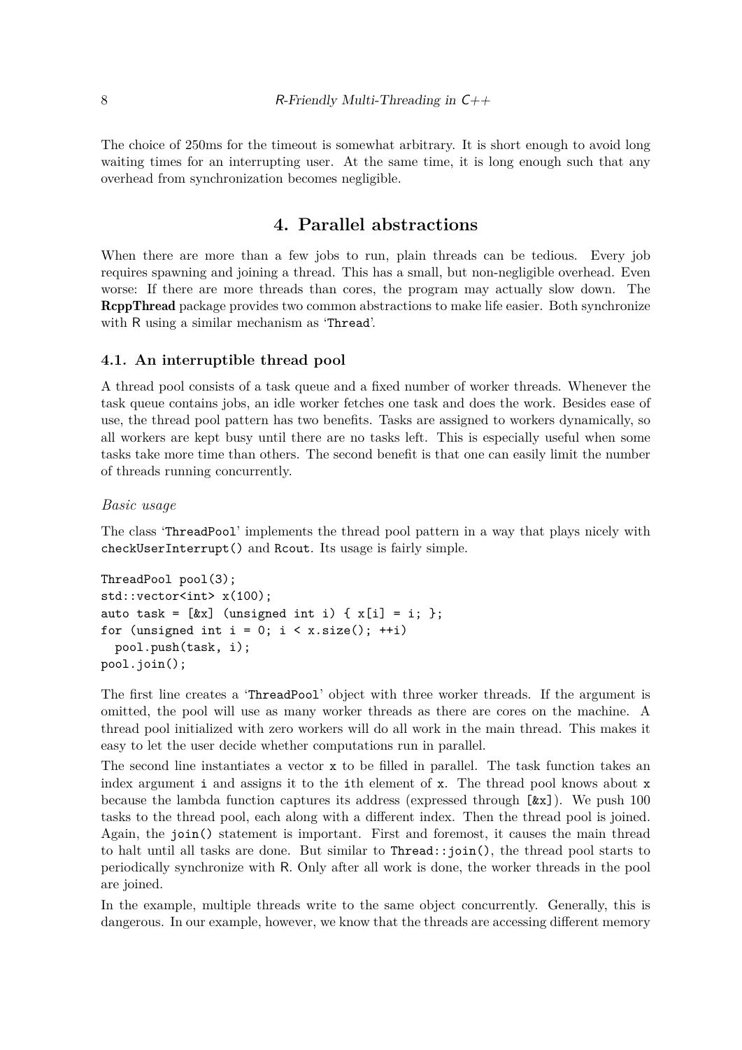The choice of 250ms for the timeout is somewhat arbitrary. It is short enough to avoid long waiting times for an interrupting user. At the same time, it is long enough such that any overhead from synchronization becomes negligible.

# 4. Parallel abstractions

When there are more than a few jobs to run, plain threads can be tedious. Every job requires spawning and joining a thread. This has a small, but non-negligible overhead. Even worse: If there are more threads than cores, the program may actually slow down. The **RcppThread** package provides two common abstractions to make life easier. Both synchronize with R using a similar mechanism as 'Thread'.

## 4.1. An interruptible thread pool

A thread pool consists of a task queue and a fixed number of worker threads. Whenever the task queue contains jobs, an idle worker fetches one task and does the work. Besides ease of use, the thread pool pattern has two benefits. Tasks are assigned to workers dynamically, so all workers are kept busy until there are no tasks left. This is especially useful when some tasks take more time than others. The second benefit is that one can easily limit the number of threads running concurrently.

*Basic usage*

The class 'ThreadPool' implements the thread pool pattern in a way that plays nicely with `checkUserInterrupt()` and `Rcout`. Its usage is fairly simple.

```
ThreadPool pool(3);
std::vector<int> x(100);
auto task = [&x] (unsigned int i) { x[i] = i; };
for (unsigned int i = 0; i < x.size(); ++i)
  pool.push(task, i);
pool.join();
```

The first line creates a 'ThreadPool' object with three worker threads. If the argument is omitted, the pool will use as many worker threads as there are cores on the machine. A thread pool initialized with zero workers will do all work in the main thread. This makes it easy to let the user decide whether computations run in parallel.

The second line instantiates a vector `x` to be filled in parallel. The task function takes an index argument `i` and assigns it to the `i`th element of `x`. The thread pool knows about `x` because the lambda function captures its address (expressed through `[&x]`). We push 100 tasks to the thread pool, each along with a different index. Then the thread pool is joined. Again, the `join()` statement is important. First and foremost, it causes the main thread to halt until all tasks are done. But similar to `Thread::join()`, the thread pool starts to periodically synchronize with R. Only after all work is done, the worker threads in the pool are joined.

In the example, multiple threads write to the same object concurrently. Generally, this is dangerous. In our example, however, we know that the threads are accessing different memory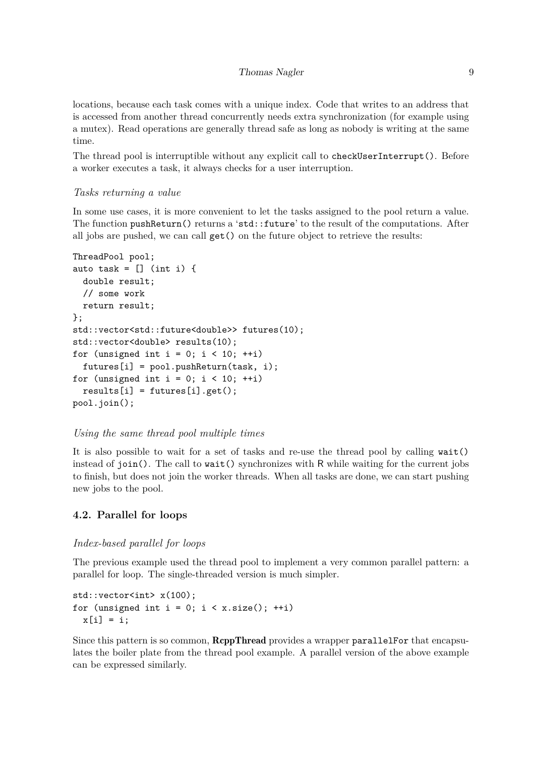locations, because each task comes with a unique index. Code that writes to an address that is accessed from another thread concurrently needs extra synchronization (for example using a mutex). Read operations are generally thread safe as long as nobody is writing at the same time.

The thread pool is interruptible without any explicit call to `checkUserInterrupt()`. Before a worker executes a task, it always checks for a user interruption.

*Tasks returning a value*

In some use cases, it is more convenient to let the tasks assigned to the pool return a value. The function `pushReturn()` returns a '`std::future`' to the result of the computations. After all jobs are pushed, we can call `get()` on the future object to retrieve the results:

```
ThreadPool pool;
auto task = [] (int i) {
  double result;
  // some work
  return result;
};
std::vector<std::future<double>> futures(10);
std::vector<double> results(10);
for (unsigned int i = 0; i < 10; ++i)
  futures[i] = pool.pushReturn(task, i);
for (unsigned int i = 0; i < 10; ++i)
  results[i] = futures[i].get();
pool.join();
```

*Using the same thread pool multiple times*

It is also possible to wait for a set of tasks and re-use the thread pool by calling `wait()` instead of `join()`. The call to `wait()` synchronizes with R while waiting for the current jobs to finish, but does not join the worker threads. When all tasks are done, we can start pushing new jobs to the pool.

### 4.2. Parallel for loops

*Index-based parallel for loops*

The previous example used the thread pool to implement a very common parallel pattern: a parallel for loop. The single-threaded version is much simpler.

```
std::vector<int> x(100);
for (unsigned int i = 0; i < x.size(); ++i)
  x[i] = i;
```

Since this pattern is so common, **RcppThread** provides a wrapper `parallelFor` that encapsulates the boiler plate from the thread pool example. A parallel version of the above example can be expressed similarly.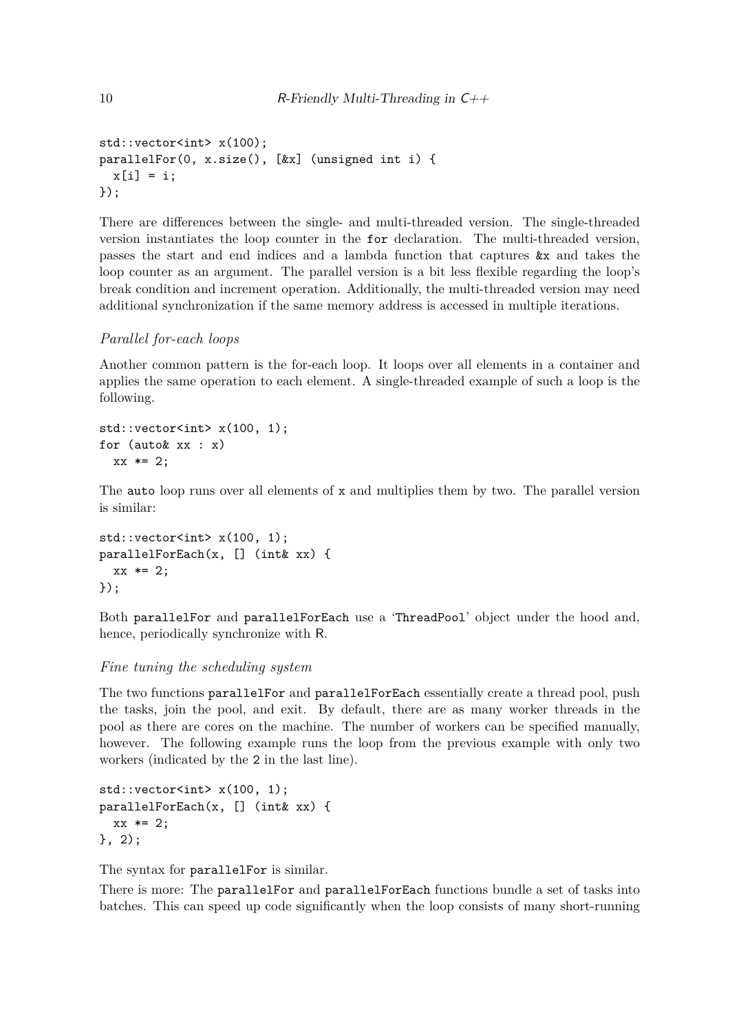```
std::vector<int> x(100);
parallelFor(0, x.size(), [&x] (unsigned int i) {
  x[i] = i;
});
```

There are differences between the single- and multi-threaded version. The single-threaded version instantiates the loop counter in the `for` declaration. The multi-threaded version, passes the start and end indices and a lambda function that captures `&x` and takes the loop counter as an argument. The parallel version is a bit less flexible regarding the loop's break condition and increment operation. Additionally, the multi-threaded version may need additional synchronization if the same memory address is accessed in multiple iterations.

### *Parallel for-each loops*

Another common pattern is the for-each loop. It loops over all elements in a container and applies the same operation to each element. A single-threaded example of such a loop is the following.

```
std::vector<int> x(100, 1);
for (auto& xx : x)
  xx *= 2;
```

The `auto` loop runs over all elements of `x` and multiplies them by two. The parallel version is similar:

```
std::vector<int> x(100, 1);
parallelForEach(x, [] (int& xx) {
  xx *= 2;
});
```

Both `parallelFor` and `parallelForEach` use a '`ThreadPool`' object under the hood and, hence, periodically synchronize with R.

### *Fine tuning the scheduling system*

The two functions `parallelFor` and `parallelForEach` essentially create a thread pool, push the tasks, join the pool, and exit. By default, there are as many worker threads in the pool as there are cores on the machine. The number of workers can be specified manually, however. The following example runs the loop from the previous example with only two workers (indicated by the `2` in the last line).

```
std::vector<int> x(100, 1);
parallelForEach(x, [] (int& xx) {
  xx *= 2;
}, 2);
```

The syntax for `parallelFor` is similar.

There is more: The `parallelFor` and `parallelForEach` functions bundle a set of tasks into batches. This can speed up code significantly when the loop consists of many short-running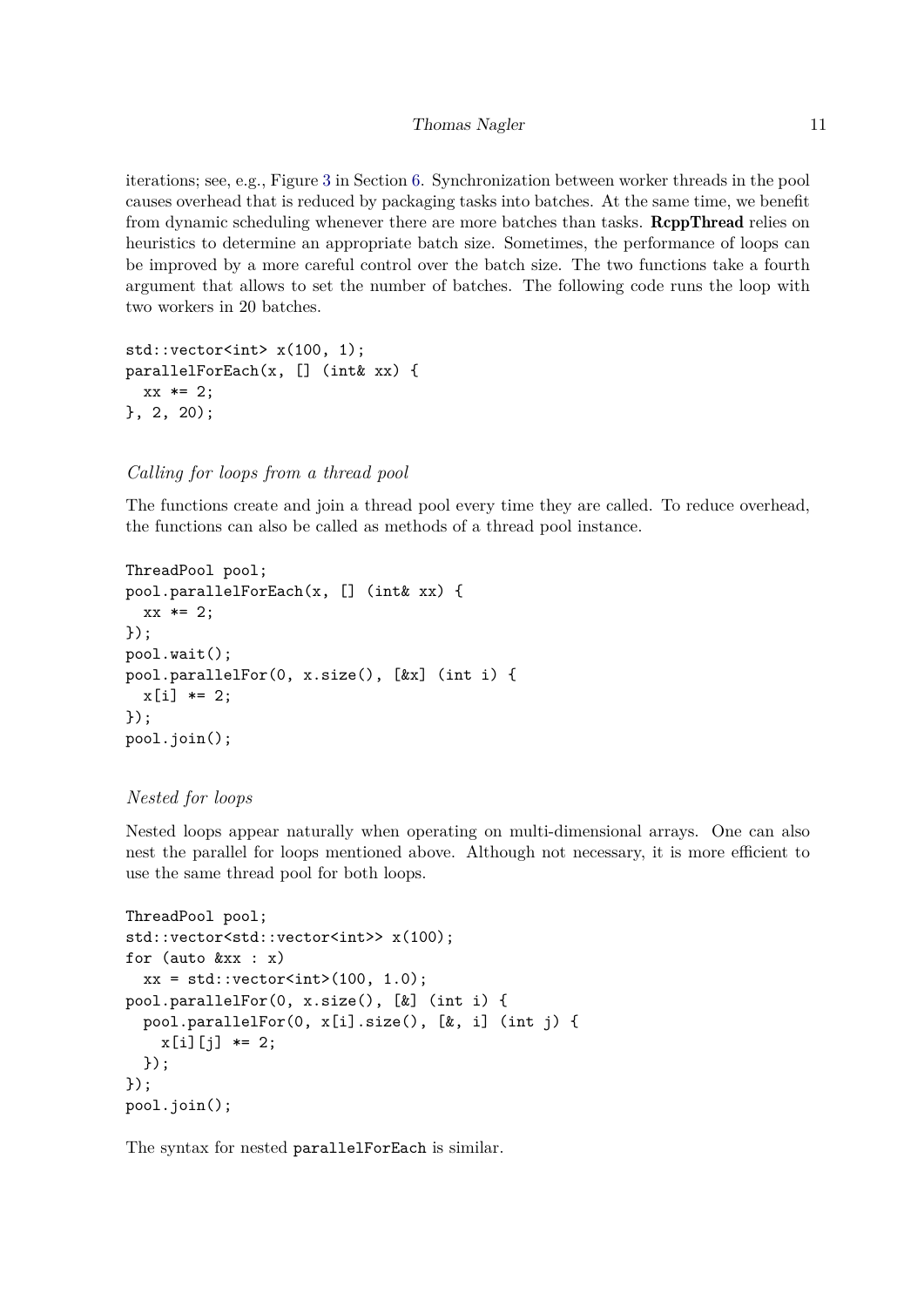iterations; see, e.g., Figure 3 in Section 6. Synchronization between worker threads in the pool causes overhead that is reduced by packaging tasks into batches. At the same time, we benefit from dynamic scheduling whenever there are more batches than tasks. **RcppThread** relies on heuristics to determine an appropriate batch size. Sometimes, the performance of loops can be improved by a more careful control over the batch size. The two functions take a fourth argument that allows to set the number of batches. The following code runs the loop with two workers in 20 batches.

```
std::vector<int> x(100, 1);
parallelForEach(x, [] (int& xx) {
  xx *= 2;
}, 2, 20);
```

*Calling for loops from a thread pool*

The functions create and join a thread pool every time they are called. To reduce overhead, the functions can also be called as methods of a thread pool instance.

```
ThreadPool pool;
pool.parallelForEach(x, [] (int& xx) {
  xx *= 2;
});
pool.wait();
pool.parallelFor(0, x.size(), [&x] (int i) {
  x[i] *= 2;
});
pool.join();
```

*Nested for loops*

Nested loops appear naturally when operating on multi-dimensional arrays. One can also nest the parallel for loops mentioned above. Although not necessary, it is more efficient to use the same thread pool for both loops.

```
ThreadPool pool;
std::vector<std::vector<int>> x(100);
for (auto &xx : x)
  xx = std::vector<int>(100, 1.0);
pool.parallelFor(0, x.size(), [&] (int i) {
  pool.parallelFor(0, x[i].size(), [&, i] (int j) {
    x[i][j] *= 2;
  });
});
pool.join();
```

The syntax for nested `parallelForEach` is similar.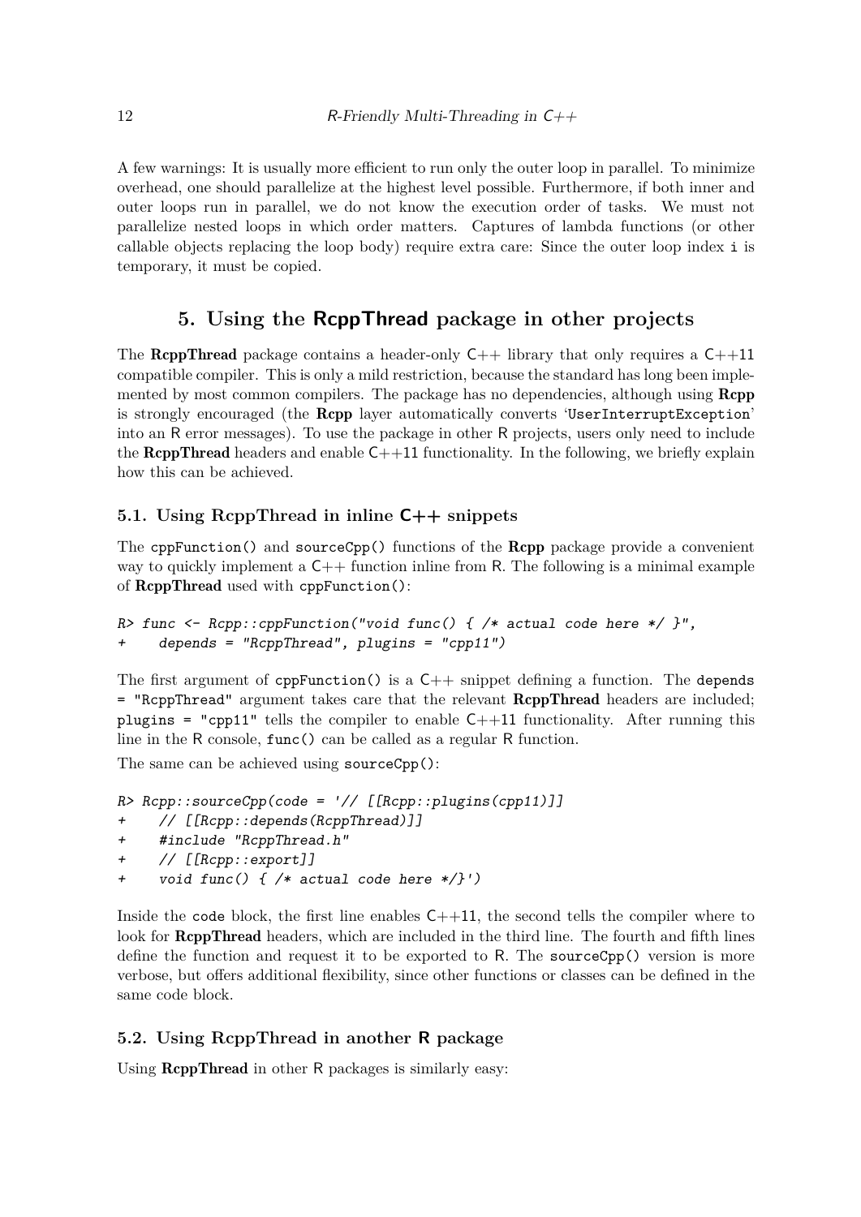A few warnings: It is usually more efficient to run only the outer loop in parallel. To minimize overhead, one should parallelize at the highest level possible. Furthermore, if both inner and outer loops run in parallel, we do not know the execution order of tasks. We must not parallelize nested loops in which order matters. Captures of lambda functions (or other callable objects replacing the loop body) require extra care: Since the outer loop index `i` is temporary, it must be copied.

## 5. Using the RcppThread package in other projects

The **RcppThread** package contains a header-only C++ library that only requires a C++11 compatible compiler. This is only a mild restriction, because the standard has long been implemented by most common compilers. The package has no dependencies, although using **Rcpp** is strongly encouraged (the **Rcpp** layer automatically converts '`UserInterruptException`' into an R error messages). To use the package in other R projects, users only need to include the **RcppThread** headers and enable C++11 functionality. In the following, we briefly explain how this can be achieved.

### 5.1. Using RcppThread in inline C++ snippets

The `cppFunction()` and `sourceCpp()` functions of the **Rcpp** package provide a convenient way to quickly implement a C++ function inline from R. The following is a minimal example of **RcppThread** used with `cppFunction()`:

```
R> func <- Rcpp::cppFunction("void func() { /* actual code here */ }",
+    depends = "RcppThread", plugins = "cpp11")
```

The first argument of `cppFunction()` is a C++ snippet defining a function. The `depends = "RcppThread"` argument takes care that the relevant **RcppThread** headers are included; `plugins = "cpp11"` tells the compiler to enable C++11 functionality. After running this line in the R console, `func()` can be called as a regular R function.

The same can be achieved using `sourceCpp()`:

```
R> Rcpp::sourceCpp(code = '// [[Rcpp::plugins(cpp11)]]
+    // [[Rcpp::depends(RcppThread)]]
+    #include "RcppThread.h"
+    // [[Rcpp::export]]
+    void func() { /* actual code here */}')
```

Inside the `code` block, the first line enables C++11, the second tells the compiler where to look for **RcppThread** headers, which are included in the third line. The fourth and fifth lines define the function and request it to be exported to R. The `sourceCpp()` version is more verbose, but offers additional flexibility, since other functions or classes can be defined in the same code block.

### 5.2. Using RcppThread in another R package

Using **RcppThread** in other R packages is similarly easy: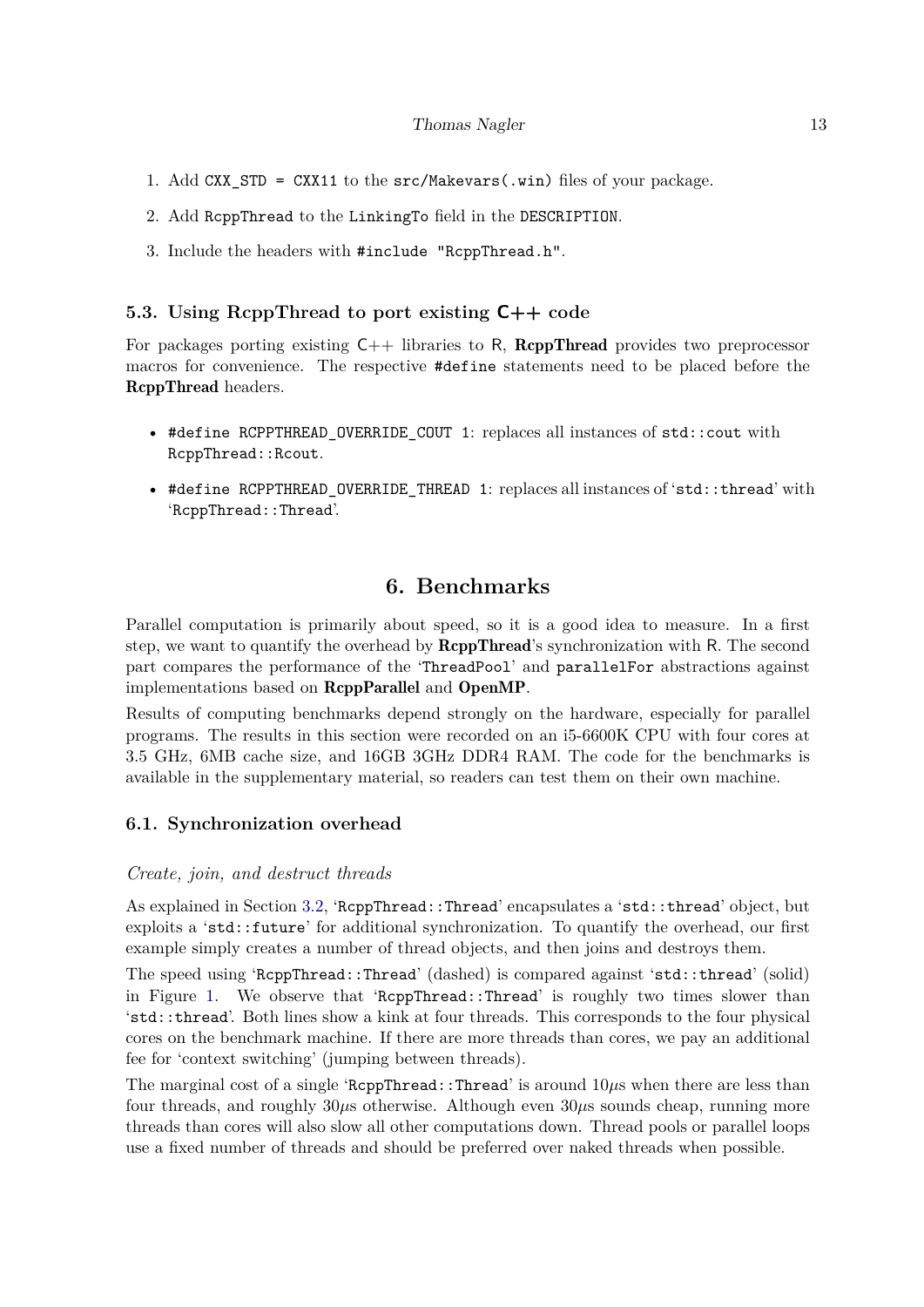1. Add `CXX_STD = CXX11` to the `src/Makevars(.win)` files of your package.
2. Add `RcppThread` to the `LinkingTo` field in the `DESCRIPTION`.
3. Include the headers with `#include "RcppThread.h"`.

### 5.3. Using RcppThread to port existing C++ code

For packages porting existing C++ libraries to R, **RcppThread** provides two preprocessor macros for convenience. The respective `#define` statements need to be placed before the **RcppThread** headers.

- `#define RCPPTHREAD_OVERRIDE_COUT 1`: replaces all instances of `std::cout` with `RcppThread::Rcout`.
- `#define RCPPTHREAD_OVERRIDE_THREAD 1`: replaces all instances of '`std::thread`' with '`RcppThread::Thread`'.

## 6. Benchmarks

Parallel computation is primarily about speed, so it is a good idea to measure. In a first step, we want to quantify the overhead by **RcppThread**'s synchronization with R. The second part compares the performance of the '`ThreadPool`' and `parallelFor` abstractions against implementations based on **RcppParallel** and **OpenMP**.

Results of computing benchmarks depend strongly on the hardware, especially for parallel programs. The results in this section were recorded on an i5-6600K CPU with four cores at 3.5 GHz, 6MB cache size, and 16GB 3GHz DDR4 RAM. The code for the benchmarks is available in the supplementary material, so readers can test them on their own machine.

### 6.1. Synchronization overhead

*Create, join, and destruct threads*

As explained in Section 3.2, '`RcppThread::Thread`' encapsulates a '`std::thread`' object, but exploits a '`std::future`' for additional synchronization. To quantify the overhead, our first example simply creates a number of thread objects, and then joins and destroys them.

The speed using '`RcppThread::Thread`' (dashed) is compared against '`std::thread`' (solid) in Figure 1. We observe that '`RcppThread::Thread`' is roughly two times slower than '`std::thread`'. Both lines show a kink at four threads. This corresponds to the four physical cores on the benchmark machine. If there are more threads than cores, we pay an additional fee for 'context switching' (jumping between threads).

The marginal cost of a single '`RcppThread::Thread`' is around $10\mu$s when there are less than four threads, and roughly $30\mu$s otherwise. Although even $30\mu$s sounds cheap, running more threads than cores will also slow all other computations down. Thread pools or parallel loops use a fixed number of threads and should be preferred over naked threads when possible.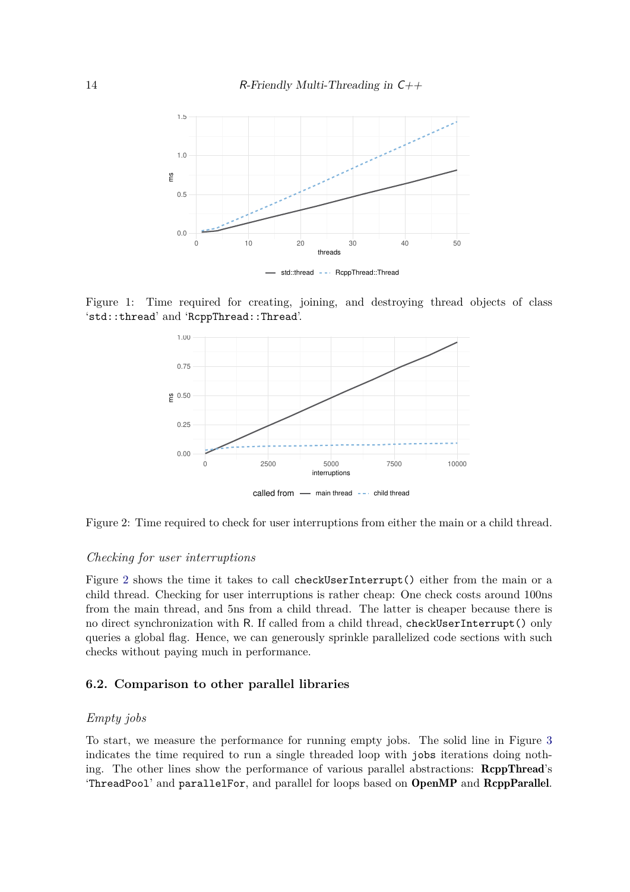Figure 1: Time required for creating, joining, and destroying thread objects of class '`std::thread`' and '`RcppThread::Thread`'.

Figure 2: Time required to check for user interruptions from either the main or a child thread.

*Checking for user interruptions*

Figure 2 shows the time it takes to call `checkUserInterrupt()` either from the main or a child thread. Checking for user interruptions is rather cheap: One check costs around 100ns from the main thread, and 5ns from a child thread. The latter is cheaper because there is no direct synchronization with R. If called from a child thread, `checkUserInterrupt()` only queries a global flag. Hence, we can generously sprinkle parallelized code sections with such checks without paying much in performance.

### 6.2. Comparison to other parallel libraries

*Empty jobs*

To start, we measure the performance for running empty jobs. The solid line in Figure 3 indicates the time required to run a single threaded loop with `jobs` iterations doing nothing. The other lines show the performance of various parallel abstractions: **RcppThread**'s '`ThreadPool`' and `parallelFor`, and parallel for loops based on **OpenMP** and **RcppParallel**.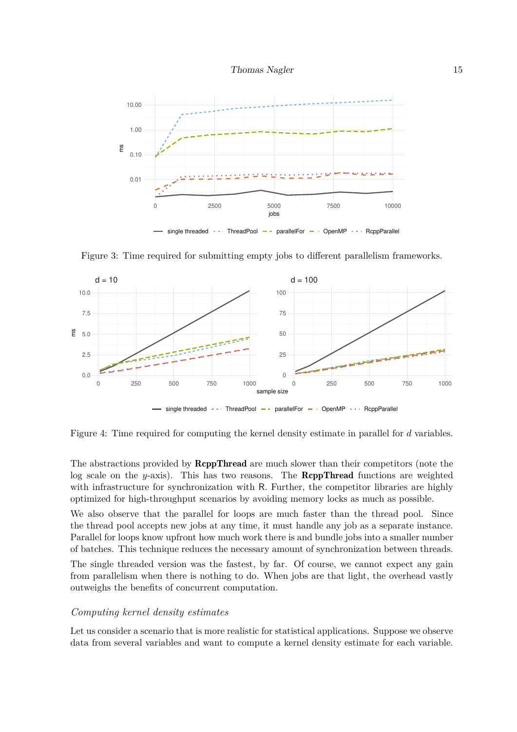Figure 3: Time required for submitting empty jobs to different parallelism frameworks.

Figure 4: Time required for computing the kernel density estimate in parallel for $d$ variables.

The abstractions provided by **RcppThread** are much slower than their competitors (note the log scale on the $y$-axis). This has two reasons. The **RcppThread** functions are weighted with infrastructure for synchronization with R. Further, the competitor libraries are highly optimized for high-throughput scenarios by avoiding memory locks as much as possible.

We also observe that the parallel for loops are much faster than the thread pool. Since the thread pool accepts new jobs at any time, it must handle any job as a separate instance. Parallel for loops know upfront how much work there is and bundle jobs into a smaller number of batches. This technique reduces the necessary amount of synchronization between threads.

The single threaded version was the fastest, by far. Of course, we cannot expect any gain from parallelism when there is nothing to do. When jobs are that light, the overhead vastly outweighs the benefits of concurrent computation.

### *Computing kernel density estimates*

Let us consider a scenario that is more realistic for statistical applications. Suppose we observe data from several variables and want to compute a kernel density estimate for each variable.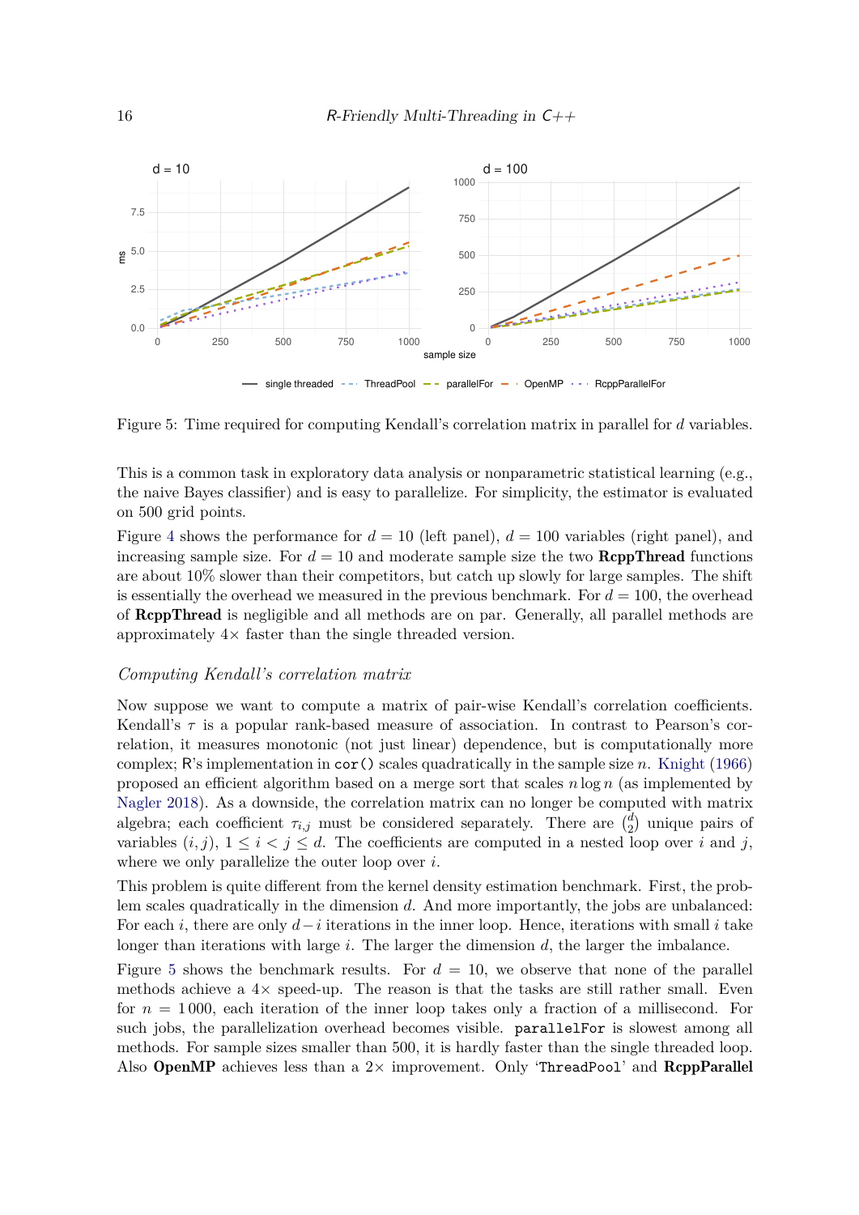Figure 5: Time required for computing Kendall's correlation matrix in parallel for $d$ variables.

This is a common task in exploratory data analysis or nonparametric statistical learning (e.g., the naive Bayes classifier) and is easy to parallelize. For simplicity, the estimator is evaluated on 500 grid points.

Figure 4 shows the performance for $d = 10$ (left panel), $d = 100$ variables (right panel), and increasing sample size. For $d = 10$ and moderate sample size the two **RcppThread** functions are about 10% slower than their competitors, but catch up slowly for large samples. The shift is essentially the overhead we measured in the previous benchmark. For $d = 100$, the overhead of **RcppThread** is negligible and all methods are on par. Generally, all parallel methods are approximately $4\times$ faster than the single threaded version.

### *Computing Kendall's correlation matrix*

Now suppose we want to compute a matrix of pair-wise Kendall's correlation coefficients. Kendall's $\tau$ is a popular rank-based measure of association. In contrast to Pearson's correlation, it measures monotonic (not just linear) dependence, but is computationally more complex; R's implementation in `cor()` scales quadratically in the sample size $n$. Knight (1966) proposed an efficient algorithm based on a merge sort that scales $n \log n$ (as implemented by Nagler 2018). As a downside, the correlation matrix can no longer be computed with matrix algebra; each coefficient $\tau_{i,j}$ must be considered separately. There are $\binom{d}{2}$ unique pairs of variables $(i, j)$, $1 \leq i < j \leq d$. The coefficients are computed in a nested loop over $i$ and $j$, where we only parallelize the outer loop over $i$.

This problem is quite different from the kernel density estimation benchmark. First, the problem scales quadratically in the dimension $d$. And more importantly, the jobs are unbalanced: For each $i$, there are only $d - i$ iterations in the inner loop. Hence, iterations with small $i$ take longer than iterations with large $i$. The larger the dimension $d$, the larger the imbalance.

Figure 5 shows the benchmark results. For $d = 10$, we observe that none of the parallel methods achieve a $4\times$ speed-up. The reason is that the tasks are still rather small. Even for $n = 1\,000$, each iteration of the inner loop takes only a fraction of a millisecond. For such jobs, the parallelization overhead becomes visible. `parallelFor` is slowest among all methods. For sample sizes smaller than 500, it is hardly faster than the single threaded loop. Also **OpenMP** achieves less than a $2\times$ improvement. Only '`ThreadPool`' and **RcppParallel**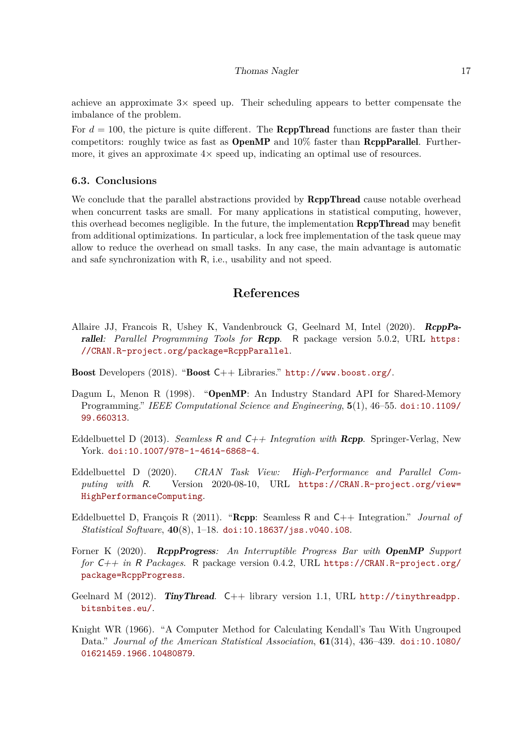achieve an approximate 3× speed up. Their scheduling appears to better compensate the imbalance of the problem.

For $d = 100$, the picture is quite different. The **RcppThread** functions are faster than their competitors: roughly twice as fast as **OpenMP** and 10% faster than **RcppParallel**. Furthermore, it gives an approximate 4× speed up, indicating an optimal use of resources.

### 6.3. Conclusions

We conclude that the parallel abstractions provided by **RcppThread** cause notable overhead when concurrent tasks are small. For many applications in statistical computing, however, this overhead becomes negligible. In the future, the implementation **RcppThread** may benefit from additional optimizations. In particular, a lock free implementation of the task queue may allow to reduce the overhead on small tasks. In any case, the main advantage is automatic and safe synchronization with R, i.e., usability and not speed.

## References

Allaire JJ, Francois R, Ushey K, Vandenbrouck G, Geelnard M, Intel (2020). ***RcppParallel**: Parallel Programming Tools for **Rcpp***. R package version 5.0.2, URL https://CRAN.R-project.org/package=RcppParallel.

**Boost** Developers (2018). "**Boost** C++ Libraries." http://www.boost.org/.

Dagum L, Menon R (1998). "**OpenMP**: An Industry Standard API for Shared-Memory Programming." *IEEE Computational Science and Engineering*, **5**(1), 46–55. doi:10.1109/99.660313.

Eddelbuettel D (2013). *Seamless R and C++ Integration with **Rcpp***. Springer-Verlag, New York. doi:10.1007/978-1-4614-6868-4.

Eddelbuettel D (2020). *CRAN Task View: High-Performance and Parallel Computing with R*. Version 2020-08-10, URL https://CRAN.R-project.org/view=HighPerformanceComputing.

Eddelbuettel D, François R (2011). "**Rcpp**: Seamless R and C++ Integration." *Journal of Statistical Software*, **40**(8), 1–18. doi:10.18637/jss.v040.i08.

Forner K (2020). ***RcppProgress**: An Interruptible Progress Bar with **OpenMP** Support for C++ in R Packages*. R package version 0.4.2, URL https://CRAN.R-project.org/package=RcppProgress.

Geelnard M (2012). ***TinyThread***. C++ library version 1.1, URL http://tinythreadpp.bitsnbites.eu/.

Knight WR (1966). "A Computer Method for Calculating Kendall's Tau With Ungrouped Data." *Journal of the American Statistical Association*, **61**(314), 436–439. doi:10.1080/01621459.1966.10480879.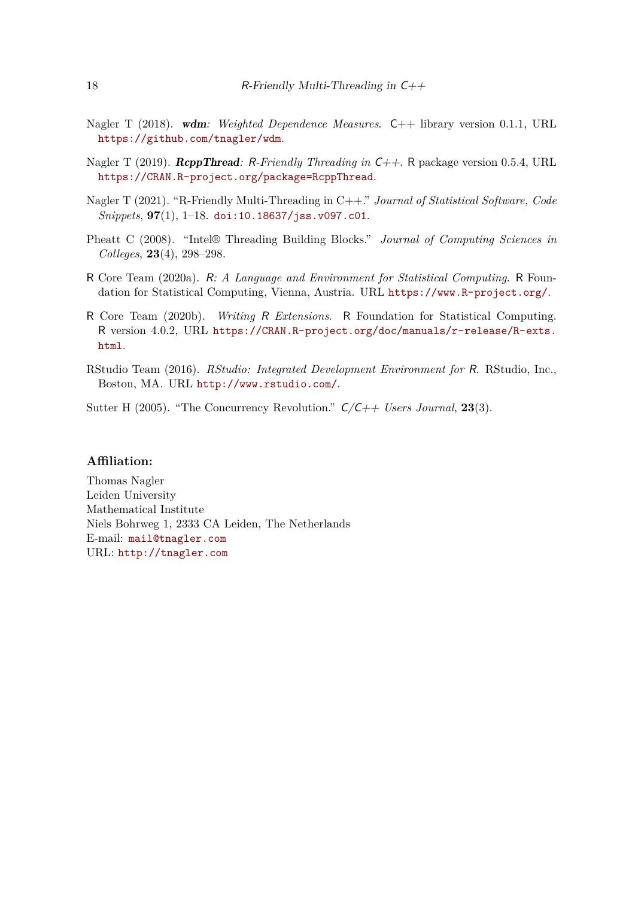Nagler T (2018). ***wdm**: Weighted Dependence Measures*. C++ library version 0.1.1, URL https://github.com/tnagler/wdm.

Nagler T (2019). ***RcppThread**: R-Friendly Threading in C++*. R package version 0.5.4, URL https://CRAN.R-project.org/package=RcppThread.

Nagler T (2021). "R-Friendly Multi-Threading in C++." *Journal of Statistical Software, Code Snippets*, **97**(1), 1–18. doi:10.18637/jss.v097.c01.

Pheatt C (2008). "Intel® Threading Building Blocks." *Journal of Computing Sciences in Colleges*, **23**(4), 298–298.

R Core Team (2020a). *R: A Language and Environment for Statistical Computing*. R Foundation for Statistical Computing, Vienna, Austria. URL https://www.R-project.org/.

R Core Team (2020b). *Writing R Extensions*. R Foundation for Statistical Computing. R version 4.0.2, URL https://CRAN.R-project.org/doc/manuals/r-release/R-exts.html.

RStudio Team (2016). *RStudio: Integrated Development Environment for R*. RStudio, Inc., Boston, MA. URL http://www.rstudio.com/.

Sutter H (2005). "The Concurrency Revolution." *C/C++ Users Journal*, **23**(3).

**Affiliation:**

Thomas Nagler
Leiden University
Mathematical Institute
Niels Bohrweg 1, 2333 CA Leiden, The Netherlands
E-mail: mail@tnagler.com
URL: http://tnagler.com